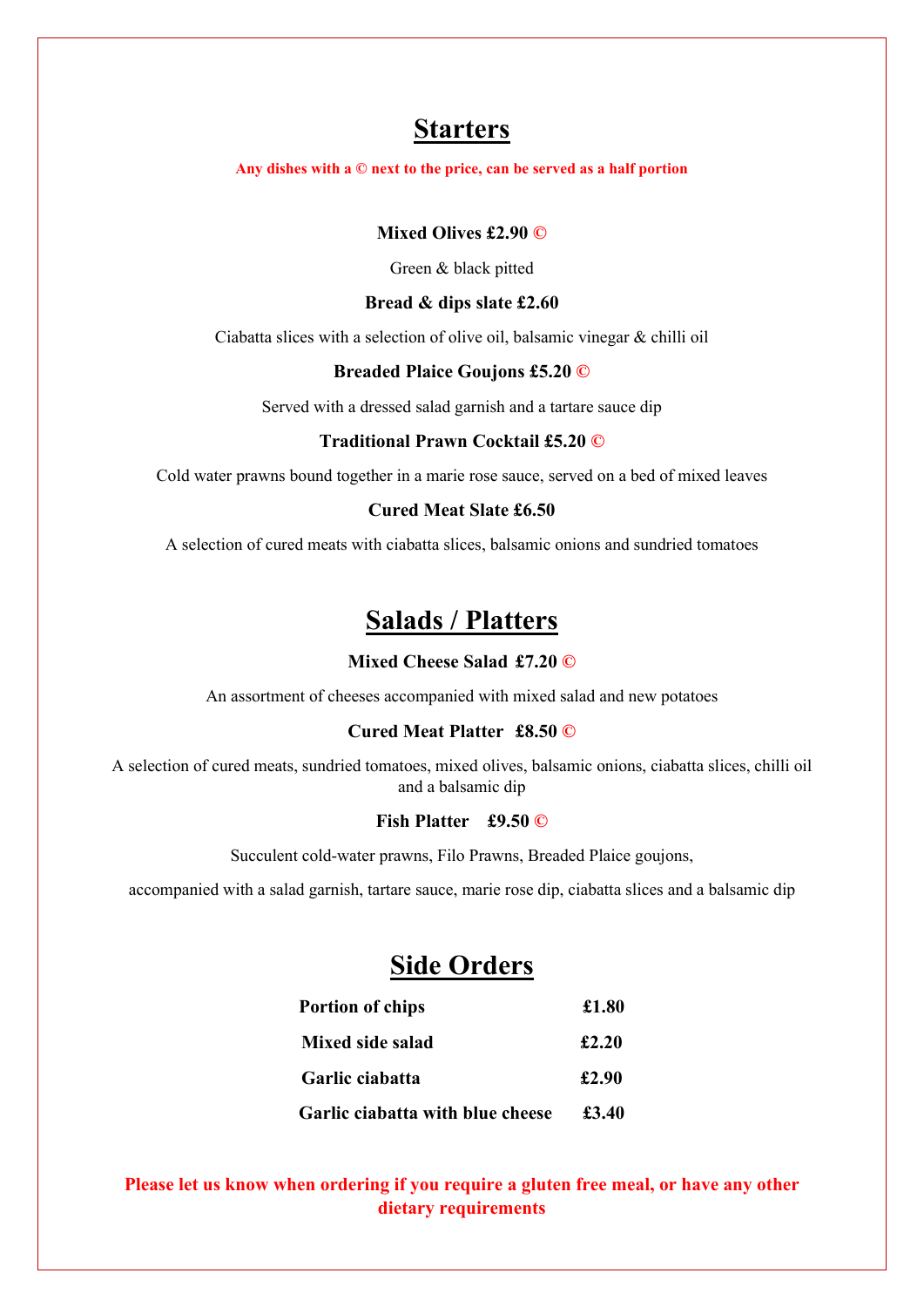## Starters

**Any dishes with a © next to the price, can be served as a half portion**

**Mixed Olives £2.90 ©**

Green & black pitted

**Bread & dips slate £2.60**

Ciabatta slices with a selection of olive oil, balsamic vinegar & chilli oil

**Breaded Plaice Goujons £5.20 ©**

Served with a dressed salad garnish and a tartare sauce dip

**Traditional Prawn Cocktail £5.20 ©**

Cold water prawns bound together in a marie rose sauce, served on a bed of mixed leaves

**Cured Meat Slate £6.50**

A selection of cured meats with ciabatta slices, balsamic onions and sundried tomatoes

## Salads / Platters

**Mixed Cheese Salad £7.20 ©**

An assortment of cheeses accompanied with mixed salad and new potatoes

**Cured Meat Platter £8.50 ©**

A selection of cured meats, sundried tomatoes, mixed olives, balsamic onions, ciabatta slices, chilli oil and a balsamic dip

**Fish Platter £9.50 ©**

Succulent cold-water prawns, Filo Prawns, Breaded Plaice goujons,

accompanied with a salad garnish, tartare sauce, marie rose dip, ciabatta slices and a balsamic dip

## Side Orders

| | |
|---|---|
| **Portion of chips** | **£1.80** |
| **Mixed side salad** | **£2.20** |
| **Garlic ciabatta** | **£2.90** |
| **Garlic ciabatta with blue cheese** | **£3.40** |

**Please let us know when ordering if you require a gluten free meal, or have any other dietary requirements**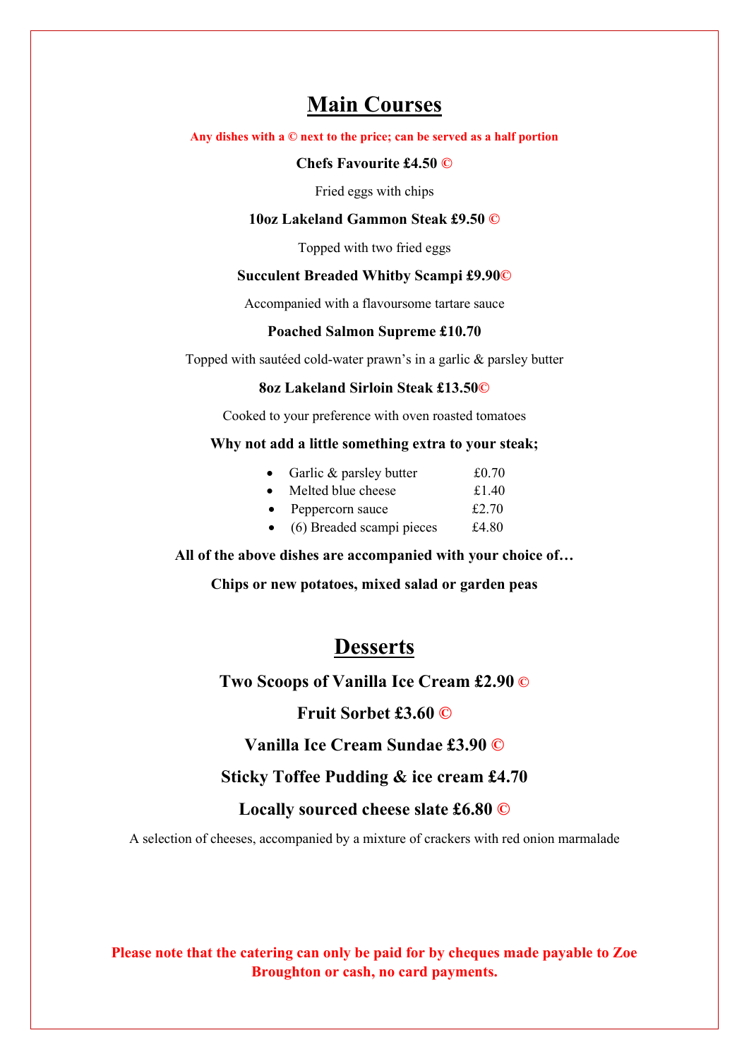# Main Courses

**Any dishes with a © next to the price; can be served as a half portion**

**Chefs Favourite £4.50 ©**

Fried eggs with chips

**10oz Lakeland Gammon Steak £9.50 ©**

Topped with two fried eggs

**Succulent Breaded Whitby Scampi £9.90©**

Accompanied with a flavoursome tartare sauce

**Poached Salmon Supreme £10.70**

Topped with sautéed cold-water prawn's in a garlic & parsley butter

**8oz Lakeland Sirloin Steak £13.50©**

Cooked to your preference with oven roasted tomatoes

**Why not add a little something extra to your steak;**

- Garlic & parsley butter £0.70
- Melted blue cheese £1.40
- Peppercorn sauce £2.70
- (6) Breaded scampi pieces £4.80

**All of the above dishes are accompanied with your choice of…**

**Chips or new potatoes, mixed salad or garden peas**

# Desserts

**Two Scoops of Vanilla Ice Cream £2.90 ©**

**Fruit Sorbet £3.60 ©**

**Vanilla Ice Cream Sundae £3.90 ©**

**Sticky Toffee Pudding & ice cream £4.70**

**Locally sourced cheese slate £6.80 ©**

A selection of cheeses, accompanied by a mixture of crackers with red onion marmalade

**Please note that the catering can only be paid for by cheques made payable to Zoe Broughton or cash, no card payments.**